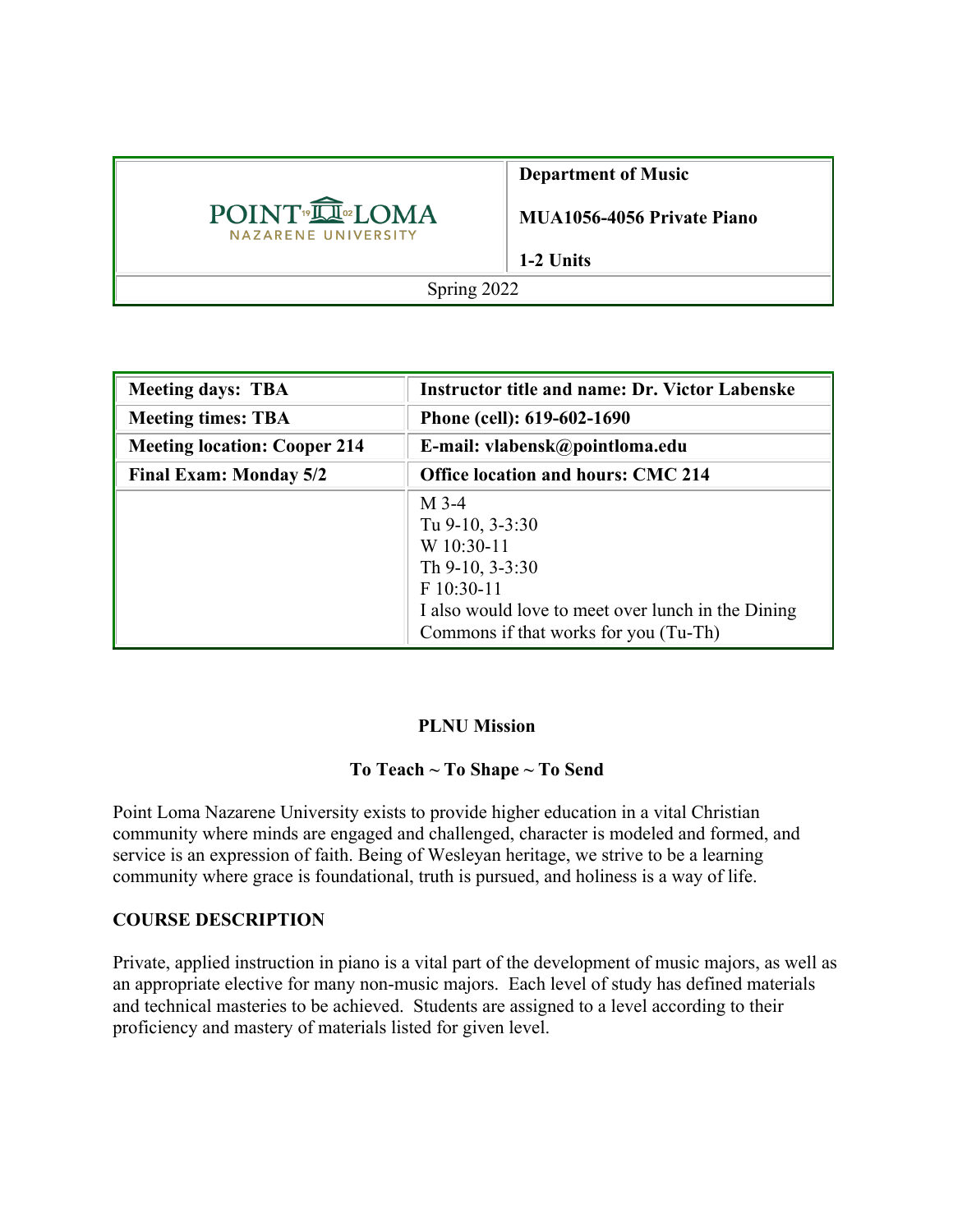| POINT LOMA NAZARENE UNIVERSITY | **Department of Music**<br><br>**MUA1056-4056 Private Piano**<br><br>**1-2 Units** |
|---|---|
| Spring 2022 | |

| **Meeting days: TBA** | **Instructor title and name: Dr. Victor Labenske** |
|---|---|
| **Meeting times: TBA** | **Phone (cell): 619-602-1690** |
| **Meeting location: Cooper 214** | **E-mail: vlabensk@pointloma.edu** |
| **Final Exam: Monday 5/2** | **Office location and hours: CMC 214** |
| | M 3-4<br>Tu 9-10, 3-3:30<br>W 10:30-11<br>Th 9-10, 3-3:30<br>F 10:30-11<br>I also would love to meet over lunch in the Dining Commons if that works for you (Tu-Th) |

**PLNU Mission**

**To Teach ~ To Shape ~ To Send**

Point Loma Nazarene University exists to provide higher education in a vital Christian community where minds are engaged and challenged, character is modeled and formed, and service is an expression of faith. Being of Wesleyan heritage, we strive to be a learning community where grace is foundational, truth is pursued, and holiness is a way of life.

## COURSE DESCRIPTION

Private, applied instruction in piano is a vital part of the development of music majors, as well as an appropriate elective for many non-music majors. Each level of study has defined materials and technical masteries to be achieved. Students are assigned to a level according to their proficiency and mastery of materials listed for given level.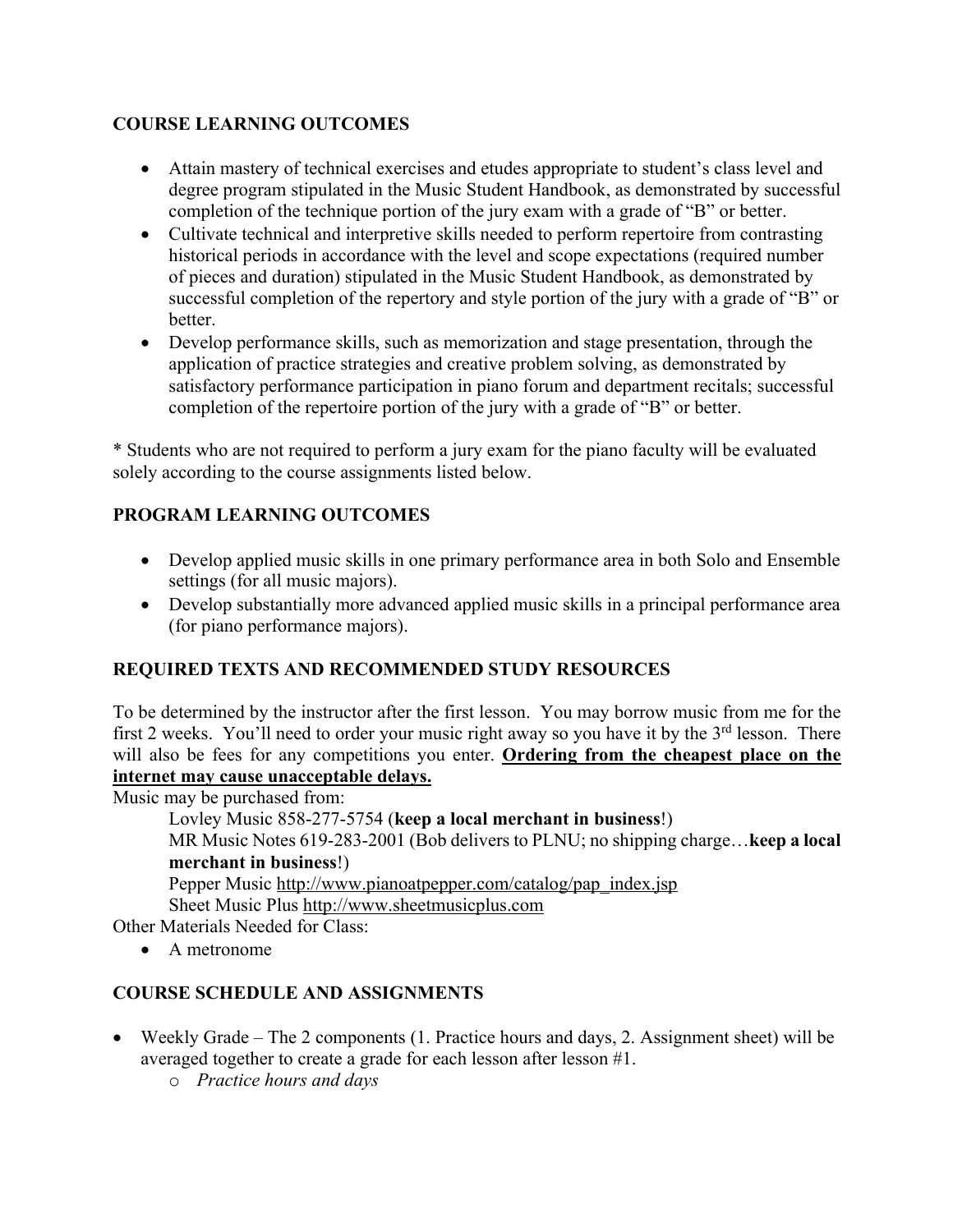## COURSE LEARNING OUTCOMES

- Attain mastery of technical exercises and etudes appropriate to student's class level and degree program stipulated in the Music Student Handbook, as demonstrated by successful completion of the technique portion of the jury exam with a grade of "B" or better.
- Cultivate technical and interpretive skills needed to perform repertoire from contrasting historical periods in accordance with the level and scope expectations (required number of pieces and duration) stipulated in the Music Student Handbook, as demonstrated by successful completion of the repertory and style portion of the jury with a grade of "B" or better.
- Develop performance skills, such as memorization and stage presentation, through the application of practice strategies and creative problem solving, as demonstrated by satisfactory performance participation in piano forum and department recitals; successful completion of the repertoire portion of the jury with a grade of "B" or better.

* Students who are not required to perform a jury exam for the piano faculty will be evaluated solely according to the course assignments listed below.

## PROGRAM LEARNING OUTCOMES

- Develop applied music skills in one primary performance area in both Solo and Ensemble settings (for all music majors).
- Develop substantially more advanced applied music skills in a principal performance area (for piano performance majors).

## REQUIRED TEXTS AND RECOMMENDED STUDY RESOURCES

To be determined by the instructor after the first lesson. You may borrow music from me for the first 2 weeks. You'll need to order your music right away so you have it by the 3rd lesson. There will also be fees for any competitions you enter. **Ordering from the cheapest place on the internet may cause unacceptable delays.**

Music may be purchased from:

Lovley Music 858-277-5754 (**keep a local merchant in business**!)

MR Music Notes 619-283-2001 (Bob delivers to PLNU; no shipping charge…**keep a local merchant in business**!)

Pepper Music http://www.pianoatpepper.com/catalog/pap_index.jsp

Sheet Music Plus http://www.sheetmusicplus.com

Other Materials Needed for Class:

- A metronome

## COURSE SCHEDULE AND ASSIGNMENTS

- Weekly Grade – The 2 components (1. Practice hours and days, 2. Assignment sheet) will be averaged together to create a grade for each lesson after lesson #1.
  - *Practice hours and days*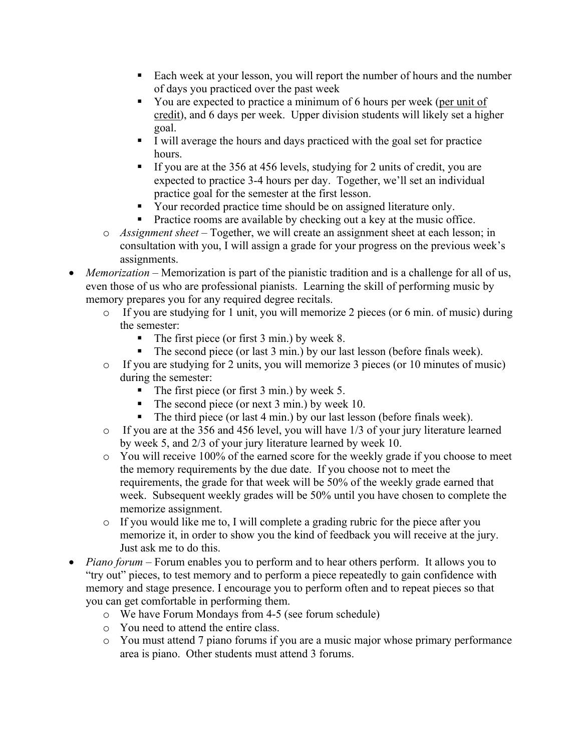- Each week at your lesson, you will report the number of hours and the number of days you practiced over the past week
        - You are expected to practice a minimum of 6 hours per week (<u>per unit of credit</u>), and 6 days per week. Upper division students will likely set a higher goal.
        - I will average the hours and days practiced with the goal set for practice hours.
        - If you are at the 356 at 456 levels, studying for 2 units of credit, you are expected to practice 3-4 hours per day. Together, we'll set an individual practice goal for the semester at the first lesson.
        - Your recorded practice time should be on assigned literature only.
        - Practice rooms are available by checking out a key at the music office.
    - *Assignment sheet* – Together, we will create an assignment sheet at each lesson; in consultation with you, I will assign a grade for your progress on the previous week's assignments.
- *Memorization* – Memorization is part of the pianistic tradition and is a challenge for all of us, even those of us who are professional pianists. Learning the skill of performing music by memory prepares you for any required degree recitals.
    - If you are studying for 1 unit, you will memorize 2 pieces (or 6 min. of music) during the semester:
        - The first piece (or first 3 min.) by week 8.
        - The second piece (or last 3 min.) by our last lesson (before finals week).
    - If you are studying for 2 units, you will memorize 3 pieces (or 10 minutes of music) during the semester:
        - The first piece (or first 3 min.) by week 5.
        - The second piece (or next 3 min.) by week 10.
        - The third piece (or last 4 min.) by our last lesson (before finals week).
    - If you are at the 356 and 456 level, you will have 1/3 of your jury literature learned by week 5, and 2/3 of your jury literature learned by week 10.
    - You will receive 100% of the earned score for the weekly grade if you choose to meet the memory requirements by the due date. If you choose not to meet the requirements, the grade for that week will be 50% of the weekly grade earned that week. Subsequent weekly grades will be 50% until you have chosen to complete the memorize assignment.
    - If you would like me to, I will complete a grading rubric for the piece after you memorize it, in order to show you the kind of feedback you will receive at the jury. Just ask me to do this.
- *Piano forum* – Forum enables you to perform and to hear others perform. It allows you to "try out" pieces, to test memory and to perform a piece repeatedly to gain confidence with memory and stage presence. I encourage you to perform often and to repeat pieces so that you can get comfortable in performing them.
    - We have Forum Mondays from 4-5 (see forum schedule)
    - You need to attend the entire class.
    - You must attend 7 piano forums if you are a music major whose primary performance area is piano. Other students must attend 3 forums.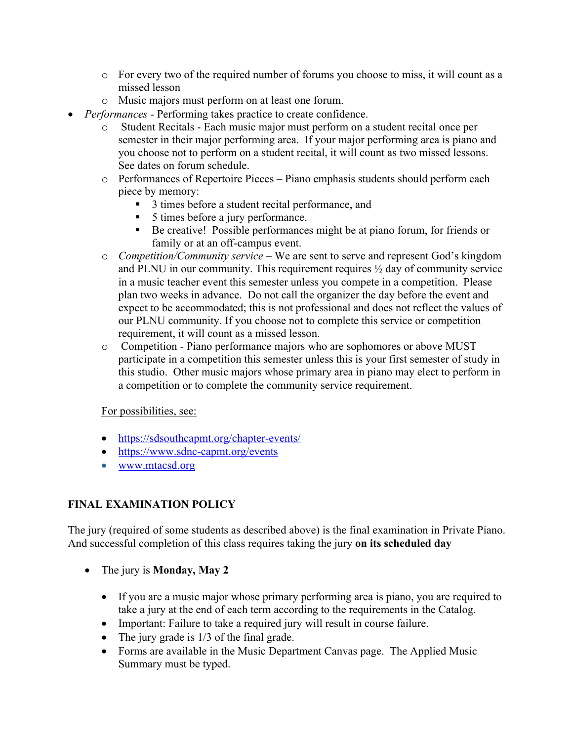- For every two of the required number of forums you choose to miss, it will count as a missed lesson
  - Music majors must perform on at least one forum.
- *Performances* - Performing takes practice to create confidence.
  - Student Recitals - Each music major must perform on a student recital once per semester in their major performing area. If your major performing area is piano and you choose not to perform on a student recital, it will count as two missed lessons. See dates on forum schedule.
  - Performances of Repertoire Pieces – Piano emphasis students should perform each piece by memory:
    - 3 times before a student recital performance, and
    - 5 times before a jury performance.
    - Be creative! Possible performances might be at piano forum, for friends or family or at an off-campus event.
  - *Competition/Community service* – We are sent to serve and represent God's kingdom and PLNU in our community. This requirement requires ½ day of community service in a music teacher event this semester unless you compete in a competition. Please plan two weeks in advance. Do not call the organizer the day before the event and expect to be accommodated; this is not professional and does not reflect the values of our PLNU community. If you choose not to complete this service or competition requirement, it will count as a missed lesson.
  - Competition - Piano performance majors who are sophomores or above MUST participate in a competition this semester unless this is your first semester of study in this studio. Other music majors whose primary area in piano may elect to perform in a competition or to complete the community service requirement.

  For possibilities, see:

  - https://sdsouthcapmt.org/chapter-events/
  - https://www.sdnc-capmt.org/events
  - www.mtacsd.org

## FINAL EXAMINATION POLICY

The jury (required of some students as described above) is the final examination in Private Piano. And successful completion of this class requires taking the jury **on its scheduled day**

- The jury is **Monday, May 2**
  - If you are a music major whose primary performing area is piano, you are required to take a jury at the end of each term according to the requirements in the Catalog.
  - Important: Failure to take a required jury will result in course failure.
  - The jury grade is 1/3 of the final grade.
  - Forms are available in the Music Department Canvas page. The Applied Music Summary must be typed.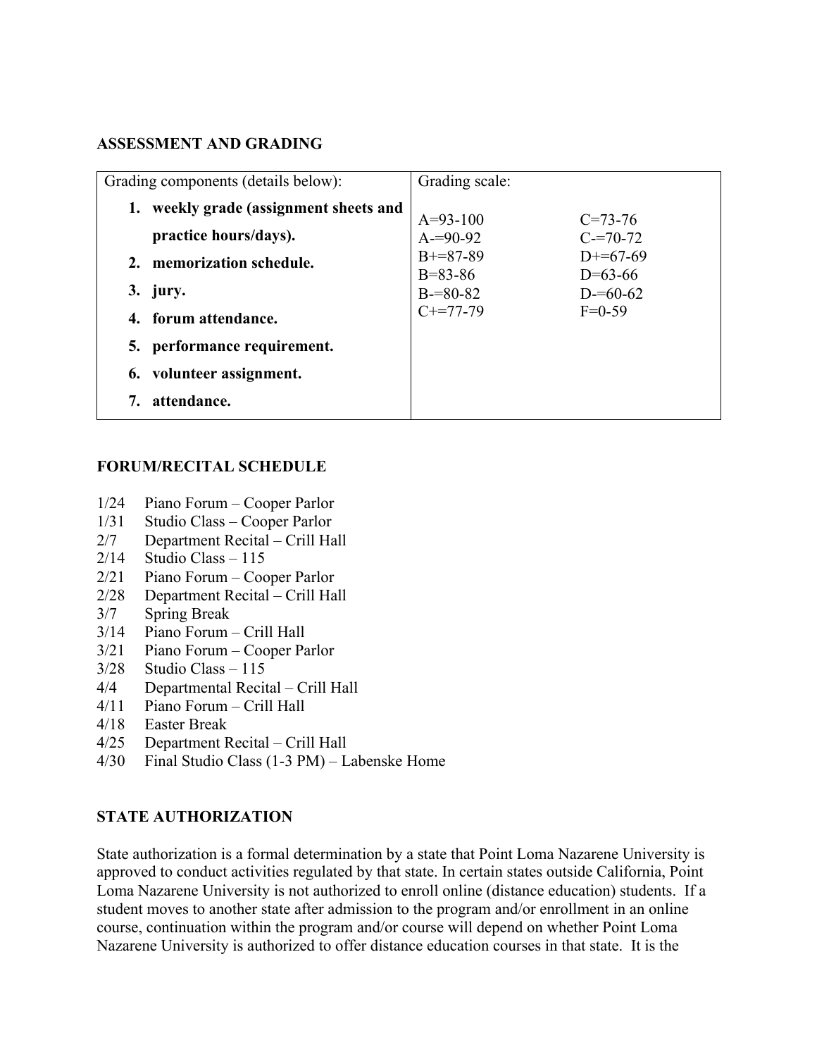**ASSESSMENT AND GRADING**

| Grading components (details below): | Grading scale: | |
|---|---|---|
| 1. **weekly grade (assignment sheets and practice hours/days).** | A=93-100 | C=73-76 |
| 2. **memorization schedule.** | A-=90-92 | C-=70-72 |
| 3. **jury.** | B+=87-89 | D+=67-69 |
| 4. **forum attendance.** | B=83-86 | D=63-66 |
| 5. **performance requirement.** | B-=80-82 | D-=60-62 |
| 6. **volunteer assignment.** | C+=77-79 | F=0-59 |
| 7. **attendance.** | | |

**FORUM/RECITAL SCHEDULE**

1/24 Piano Forum – Cooper Parlor
1/31 Studio Class – Cooper Parlor
2/7 Department Recital – Crill Hall
2/14 Studio Class – 115
2/21 Piano Forum – Cooper Parlor
2/28 Department Recital – Crill Hall
3/7 Spring Break
3/14 Piano Forum – Crill Hall
3/21 Piano Forum – Cooper Parlor
3/28 Studio Class – 115
4/4 Departmental Recital – Crill Hall
4/11 Piano Forum – Crill Hall
4/18 Easter Break
4/25 Department Recital – Crill Hall
4/30 Final Studio Class (1-3 PM) – Labenske Home

**STATE AUTHORIZATION**

State authorization is a formal determination by a state that Point Loma Nazarene University is approved to conduct activities regulated by that state. In certain states outside California, Point Loma Nazarene University is not authorized to enroll online (distance education) students. If a student moves to another state after admission to the program and/or enrollment in an online course, continuation within the program and/or course will depend on whether Point Loma Nazarene University is authorized to offer distance education courses in that state. It is the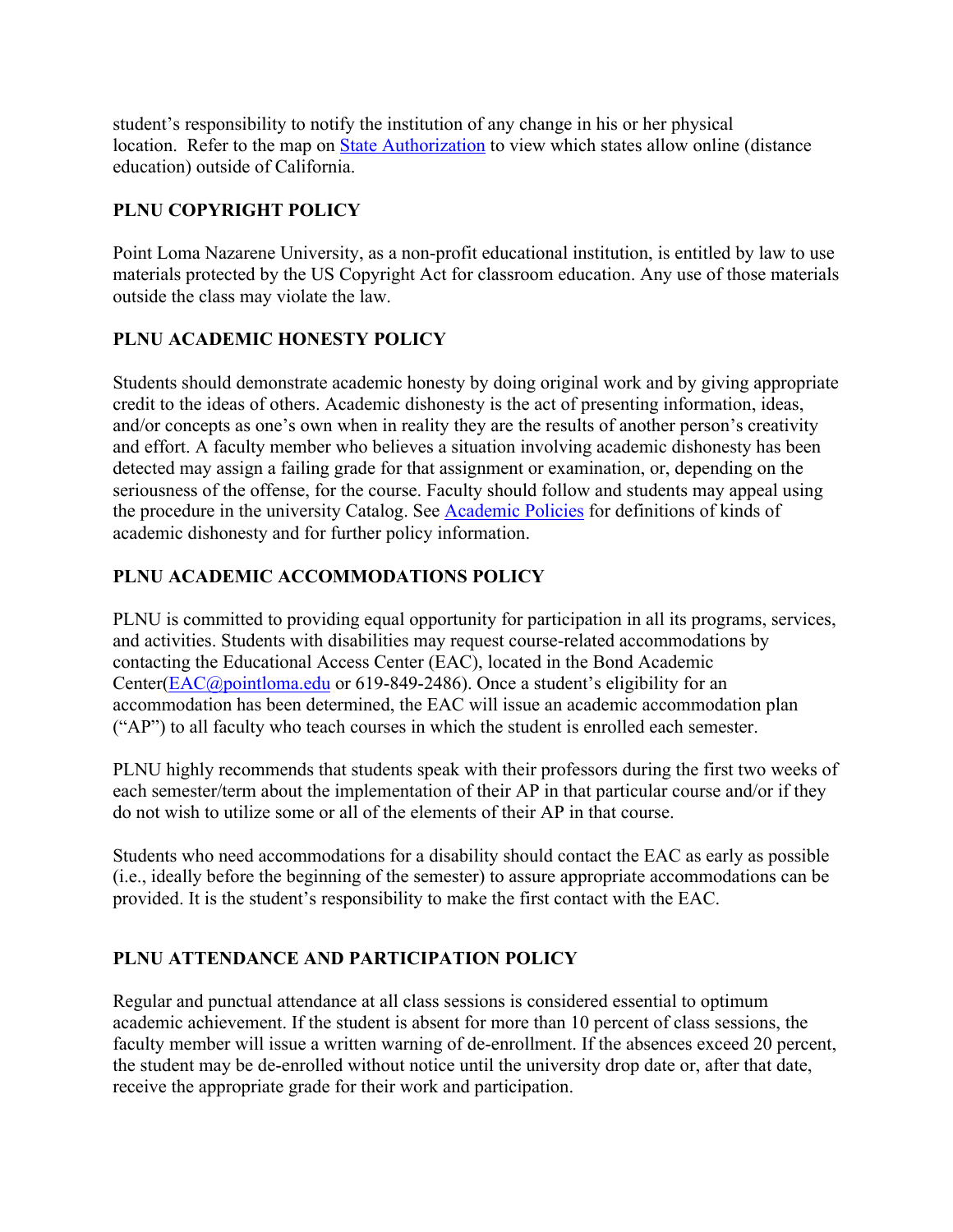student's responsibility to notify the institution of any change in his or her physical location. Refer to the map on [State Authorization] to view which states allow online (distance education) outside of California.

## PLNU COPYRIGHT POLICY

Point Loma Nazarene University, as a non-profit educational institution, is entitled by law to use materials protected by the US Copyright Act for classroom education. Any use of those materials outside the class may violate the law.

## PLNU ACADEMIC HONESTY POLICY

Students should demonstrate academic honesty by doing original work and by giving appropriate credit to the ideas of others. Academic dishonesty is the act of presenting information, ideas, and/or concepts as one's own when in reality they are the results of another person's creativity and effort. A faculty member who believes a situation involving academic dishonesty has been detected may assign a failing grade for that assignment or examination, or, depending on the seriousness of the offense, for the course. Faculty should follow and students may appeal using the procedure in the university Catalog. See [Academic Policies] for definitions of kinds of academic dishonesty and for further policy information.

## PLNU ACADEMIC ACCOMMODATIONS POLICY

PLNU is committed to providing equal opportunity for participation in all its programs, services, and activities. Students with disabilities may request course-related accommodations by contacting the Educational Access Center (EAC), located in the Bond Academic Center(EAC@pointloma.edu or 619-849-2486). Once a student's eligibility for an accommodation has been determined, the EAC will issue an academic accommodation plan ("AP") to all faculty who teach courses in which the student is enrolled each semester.

PLNU highly recommends that students speak with their professors during the first two weeks of each semester/term about the implementation of their AP in that particular course and/or if they do not wish to utilize some or all of the elements of their AP in that course.

Students who need accommodations for a disability should contact the EAC as early as possible (i.e., ideally before the beginning of the semester) to assure appropriate accommodations can be provided. It is the student's responsibility to make the first contact with the EAC.

## PLNU ATTENDANCE AND PARTICIPATION POLICY

Regular and punctual attendance at all class sessions is considered essential to optimum academic achievement. If the student is absent for more than 10 percent of class sessions, the faculty member will issue a written warning of de-enrollment. If the absences exceed 20 percent, the student may be de-enrolled without notice until the university drop date or, after that date, receive the appropriate grade for their work and participation.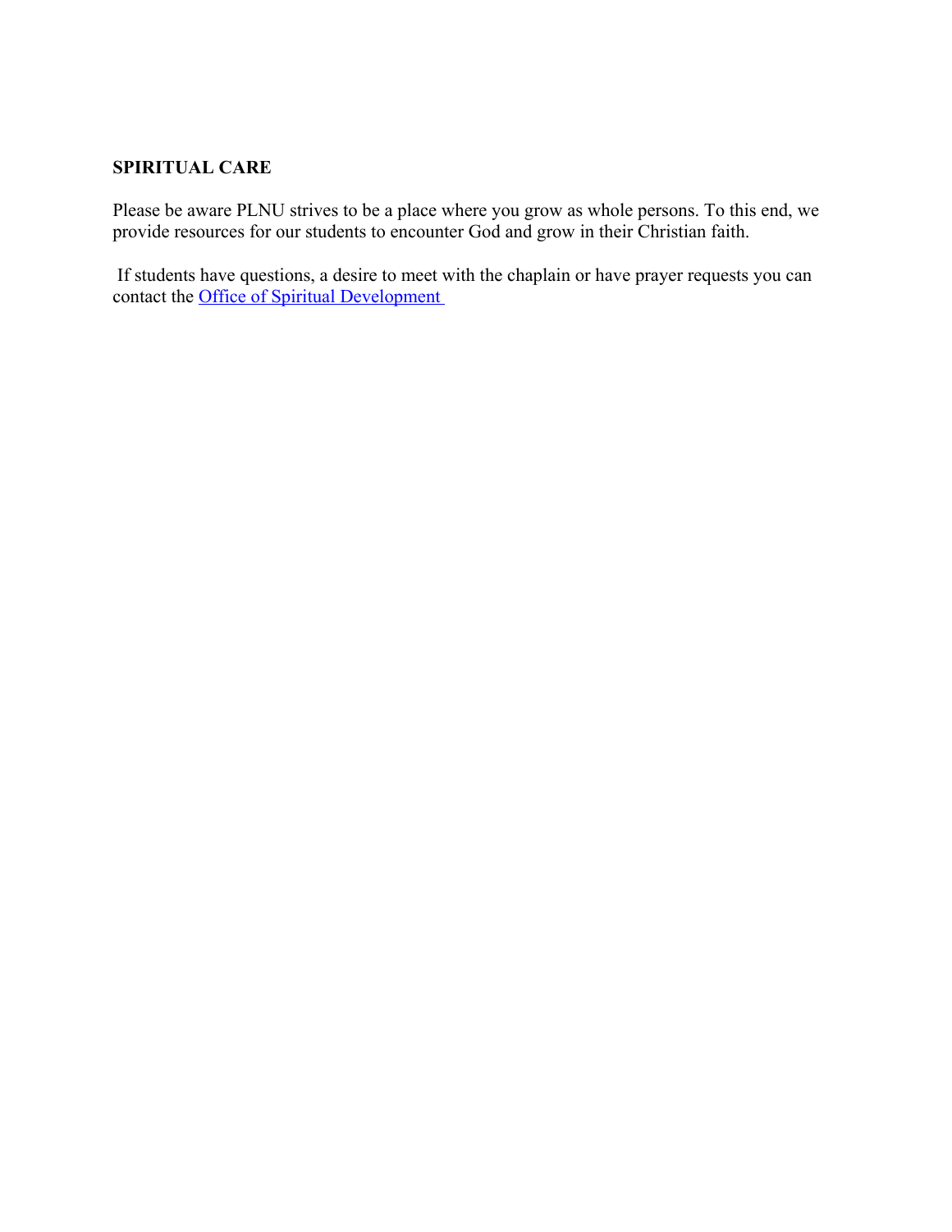**SPIRITUAL CARE**

Please be aware PLNU strives to be a place where you grow as whole persons. To this end, we provide resources for our students to encounter God and grow in their Christian faith.

If students have questions, a desire to meet with the chaplain or have prayer requests you can contact the Office of Spiritual Development